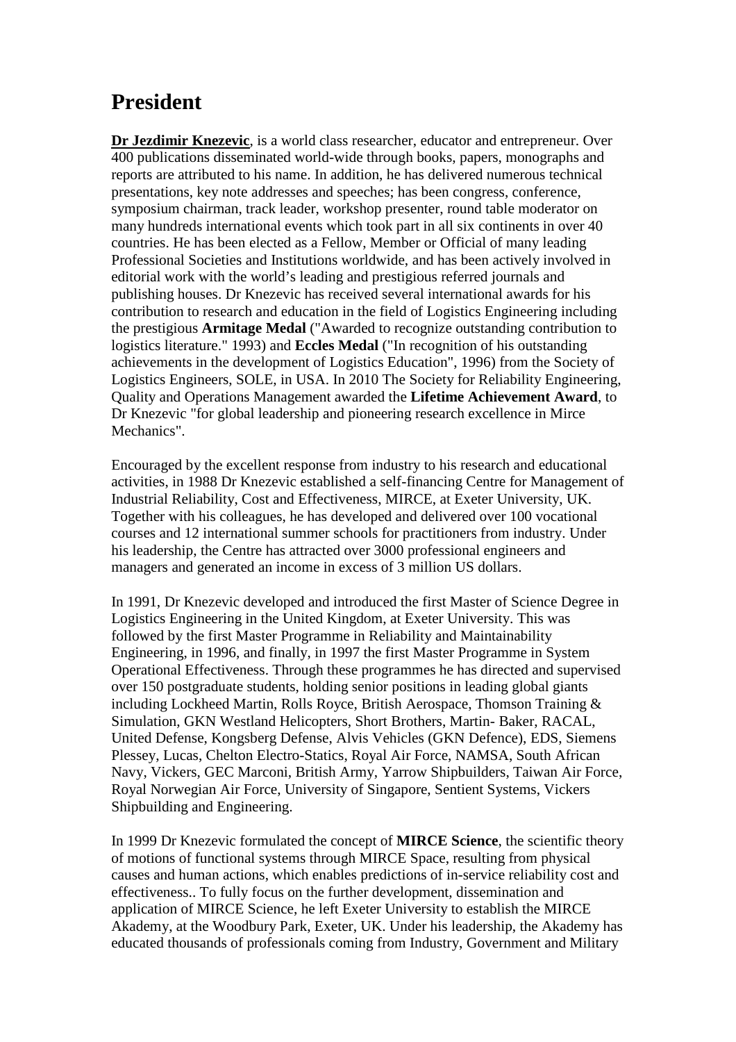# President

**Dr Jezdimir Knezevic**, is a world class researcher, educator and entrepreneur. Over 400 publications disseminated world-wide through books, papers, monographs and reports are attributed to his name. In addition, he has delivered numerous technical presentations, key note addresses and speeches; has been congress, conference, symposium chairman, track leader, workshop presenter, round table moderator on many hundreds international events which took part in all six continents in over 40 countries. He has been elected as a Fellow, Member or Official of many leading Professional Societies and Institutions worldwide, and has been actively involved in editorial work with the world's leading and prestigious referred journals and publishing houses. Dr Knezevic has received several international awards for his contribution to research and education in the field of Logistics Engineering including the prestigious **Armitage Medal** ("Awarded to recognize outstanding contribution to logistics literature." 1993) and **Eccles Medal** ("In recognition of his outstanding achievements in the development of Logistics Education", 1996) from the Society of Logistics Engineers, SOLE, in USA. In 2010 The Society for Reliability Engineering, Quality and Operations Management awarded the **Lifetime Achievement Award**, to Dr Knezevic "for global leadership and pioneering research excellence in Mirce Mechanics".

Encouraged by the excellent response from industry to his research and educational activities, in 1988 Dr Knezevic established a self-financing Centre for Management of Industrial Reliability, Cost and Effectiveness, MIRCE, at Exeter University, UK. Together with his colleagues, he has developed and delivered over 100 vocational courses and 12 international summer schools for practitioners from industry. Under his leadership, the Centre has attracted over 3000 professional engineers and managers and generated an income in excess of 3 million US dollars.

In 1991, Dr Knezevic developed and introduced the first Master of Science Degree in Logistics Engineering in the United Kingdom, at Exeter University. This was followed by the first Master Programme in Reliability and Maintainability Engineering, in 1996, and finally, in 1997 the first Master Programme in System Operational Effectiveness. Through these programmes he has directed and supervised over 150 postgraduate students, holding senior positions in leading global giants including Lockheed Martin, Rolls Royce, British Aerospace, Thomson Training & Simulation, GKN Westland Helicopters, Short Brothers, Martin- Baker, RACAL, United Defense, Kongsberg Defense, Alvis Vehicles (GKN Defence), EDS, Siemens Plessey, Lucas, Chelton Electro-Statics, Royal Air Force, NAMSA, South African Navy, Vickers, GEC Marconi, British Army, Yarrow Shipbuilders, Taiwan Air Force, Royal Norwegian Air Force, University of Singapore, Sentient Systems, Vickers Shipbuilding and Engineering.

In 1999 Dr Knezevic formulated the concept of **MIRCE Science**, the scientific theory of motions of functional systems through MIRCE Space, resulting from physical causes and human actions, which enables predictions of in-service reliability cost and effectiveness.. To fully focus on the further development, dissemination and application of MIRCE Science, he left Exeter University to establish the MIRCE Akademy, at the Woodbury Park, Exeter, UK. Under his leadership, the Akademy has educated thousands of professionals coming from Industry, Government and Military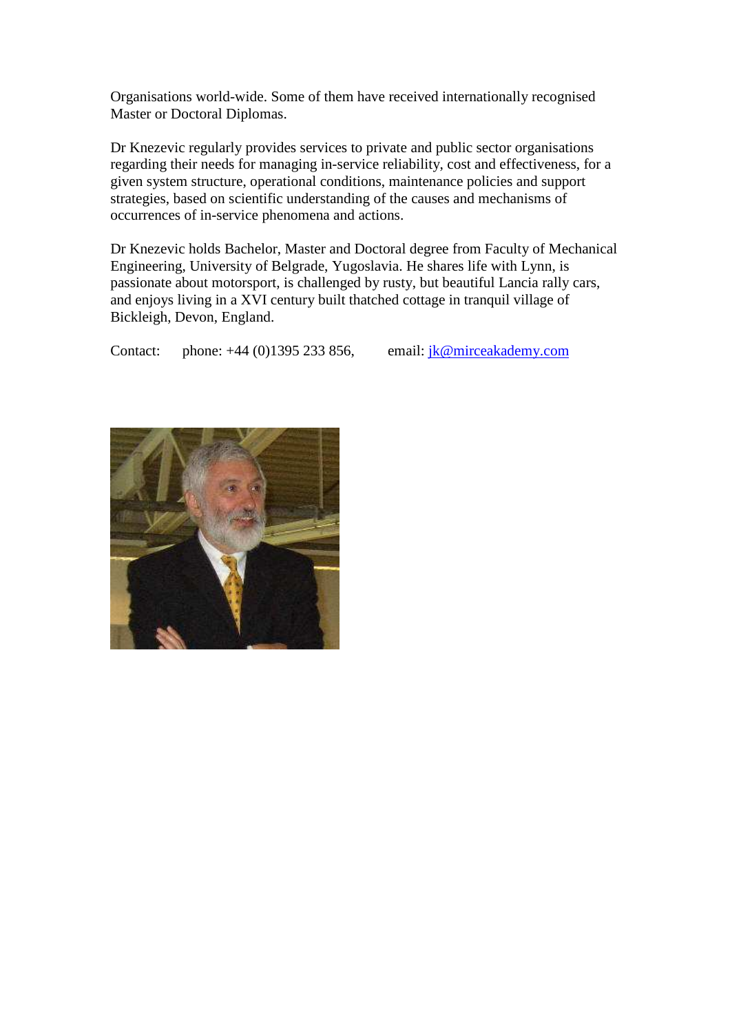Organisations world-wide. Some of them have received internationally recognised Master or Doctoral Diplomas.

Dr Knezevic regularly provides services to private and public sector organisations regarding their needs for managing in-service reliability, cost and effectiveness, for a given system structure, operational conditions, maintenance policies and support strategies, based on scientific understanding of the causes and mechanisms of occurrences of in-service phenomena and actions.

Dr Knezevic holds Bachelor, Master and Doctoral degree from Faculty of Mechanical Engineering, University of Belgrade, Yugoslavia. He shares life with Lynn, is passionate about motorsport, is challenged by rusty, but beautiful Lancia rally cars, and enjoys living in a XVI century built thatched cottage in tranquil village of Bickleigh, Devon, England.

Contact: phone: +44 (0)1395 233 856, email: jk@mirceakademy.com